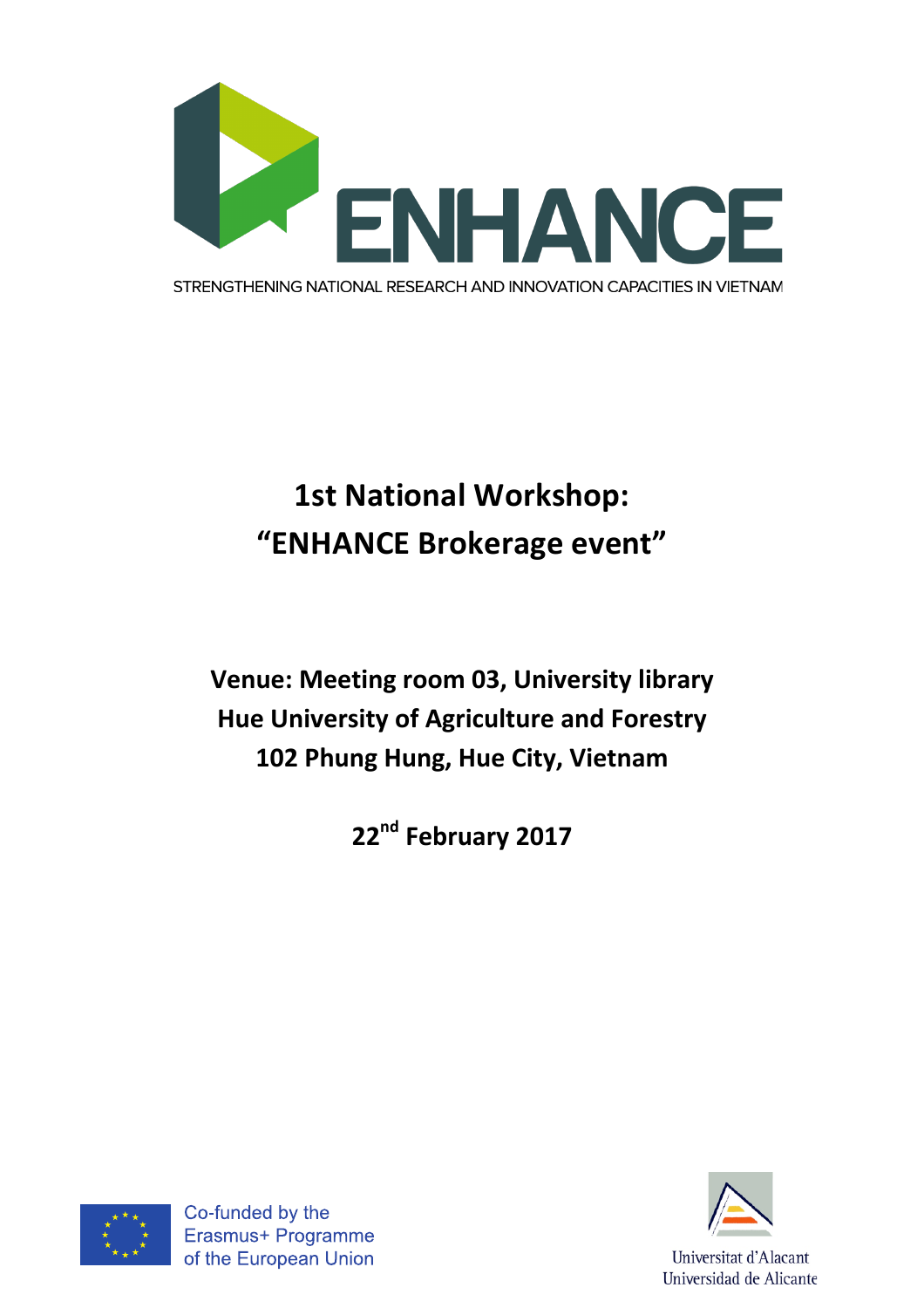# ENHANCE

STRENGTHENING NATIONAL RESEARCH AND INNOVATION CAPACITIES IN VIETNAM

# 1st National Workshop: "ENHANCE Brokerage event"

**Venue: Meeting room 03, University library**
**Hue University of Agriculture and Forestry**
**102 Phung Hung, Hue City, Vietnam**

**22nd February 2017**

Co-funded by the Erasmus+ Programme of the European Union

Universitat d'Alacant
Universidad de Alicante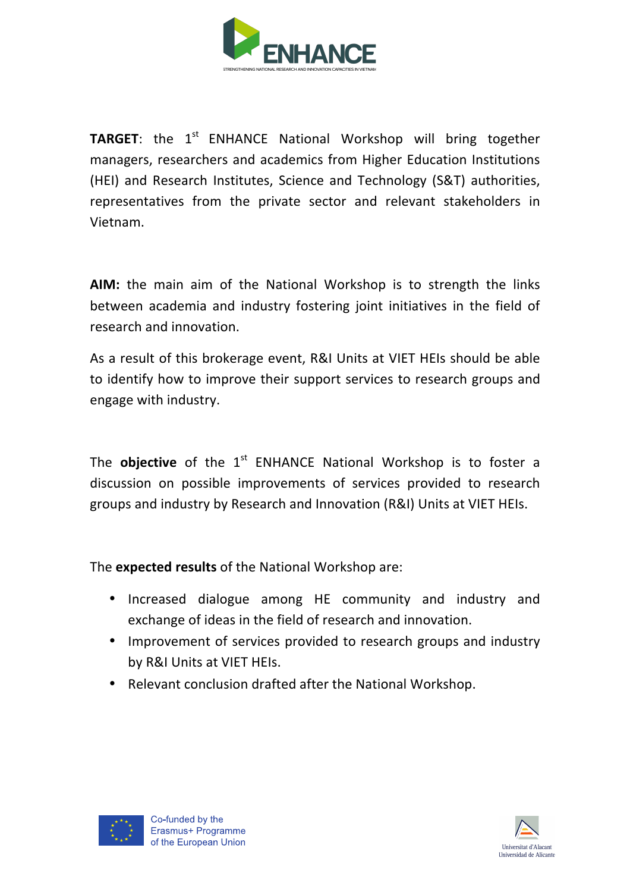**TARGET**: the 1st ENHANCE National Workshop will bring together managers, researchers and academics from Higher Education Institutions (HEI) and Research Institutes, Science and Technology (S&T) authorities, representatives from the private sector and relevant stakeholders in Vietnam.

**AIM:** the main aim of the National Workshop is to strength the links between academia and industry fostering joint initiatives in the field of research and innovation.

As a result of this brokerage event, R&I Units at VIET HEIs should be able to identify how to improve their support services to research groups and engage with industry.

The **objective** of the 1st ENHANCE National Workshop is to foster a discussion on possible improvements of services provided to research groups and industry by Research and Innovation (R&I) Units at VIET HEIs.

The **expected results** of the National Workshop are:

- Increased dialogue among HE community and industry and exchange of ideas in the field of research and innovation.
- Improvement of services provided to research groups and industry by R&I Units at VIET HEIs.
- Relevant conclusion drafted after the National Workshop.

Co-funded by the Erasmus+ Programme of the European Union

Universitat d'Alacant
Universidad de Alicante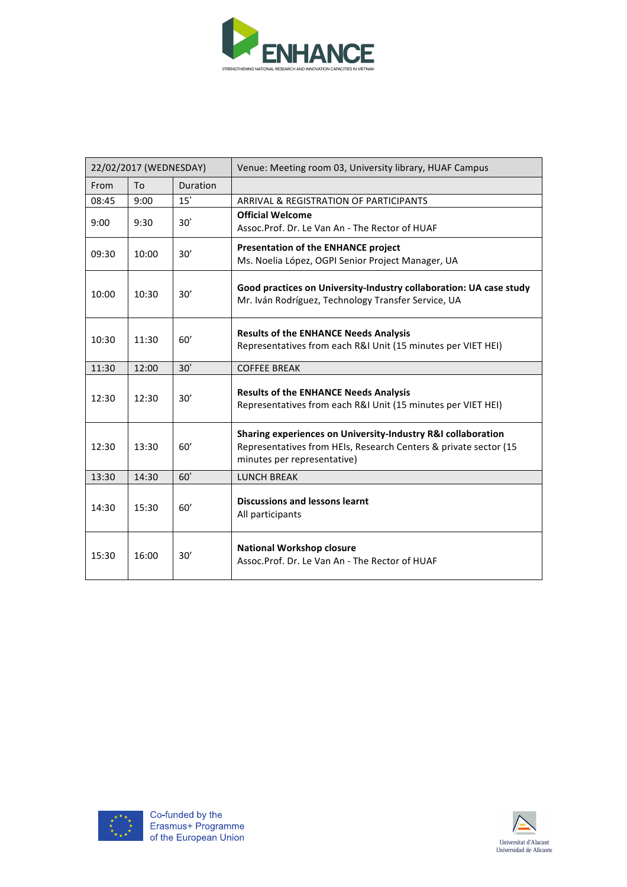| 22/02/2017 (WEDNESDAY) | | | Venue: Meeting room 03, University library, HUAF Campus |
|---|---|---|---|
| From | To | Duration | |
| 08:45 | 9:00 | 15' | ARRIVAL & REGISTRATION OF PARTICIPANTS |
| 9:00 | 9:30 | 30' | **Official Welcome**<br>Assoc.Prof. Dr. Le Van An - The Rector of HUAF |
| 09:30 | 10:00 | 30' | **Presentation of the ENHANCE project**<br>Ms. Noelia López, OGPI Senior Project Manager, UA |
| 10:00 | 10:30 | 30' | **Good practices on University-Industry collaboration: UA case study**<br>Mr. Iván Rodríguez, Technology Transfer Service, UA |
| 10:30 | 11:30 | 60' | **Results of the ENHANCE Needs Analysis**<br>Representatives from each R&I Unit (15 minutes per VIET HEI) |
| 11:30 | 12:00 | 30' | COFFEE BREAK |
| 12:30 | 12:30 | 30' | **Results of the ENHANCE Needs Analysis**<br>Representatives from each R&I Unit (15 minutes per VIET HEI) |
| 12:30 | 13:30 | 60' | **Sharing experiences on University-Industry R&I collaboration**<br>Representatives from HEIs, Research Centers & private sector (15 minutes per representative) |
| 13:30 | 14:30 | 60' | LUNCH BREAK |
| 14:30 | 15:30 | 60' | **Discussions and lessons learnt**<br>All participants |
| 15:30 | 16:00 | 30' | **National Workshop closure**<br>Assoc.Prof. Dr. Le Van An - The Rector of HUAF |